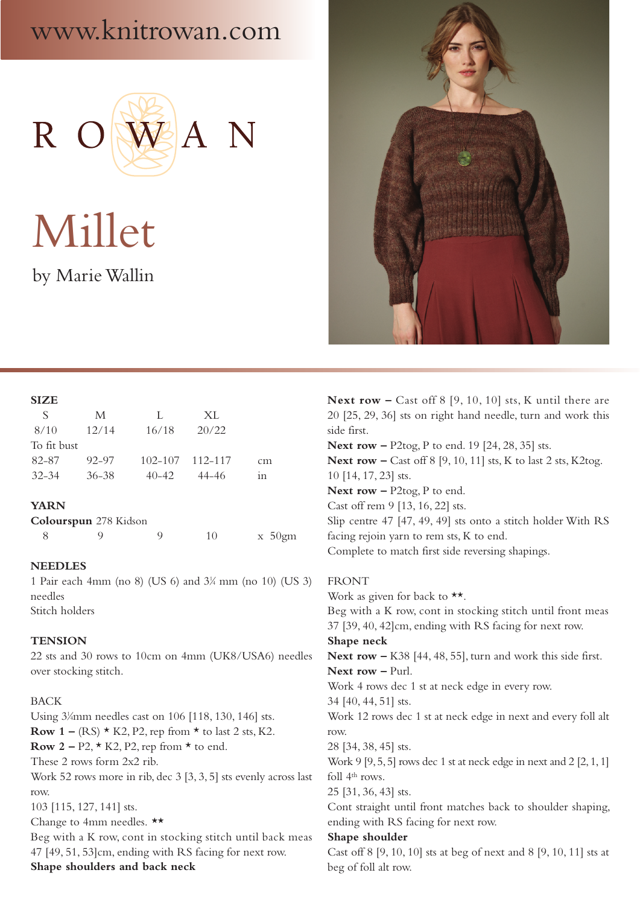www.knitrowan.com

ROWAN

# Millet

by Marie Wallin

## SIZE

| S | M | L | XL | |
|---|---|---|---|---|
| 8/10 | 12/14 | 16/18 | 20/22 | |
| To fit bust | | | | |
| 82-87 | 92-97 | 102-107 | 112-117 | cm |
| 32-34 | 36-38 | 40-42 | 44-46 | in |

## YARN

**Colourspun** 278 Kidson

| 8 | 9 | 9 | 10 | x 50gm |
|---|---|---|---|---|

## NEEDLES

1 Pair each 4mm (no 8) (US 6) and 3¼ mm (no 10) (US 3) needles
Stitch holders

## TENSION

22 sts and 30 rows to 10cm on 4mm (UK8/USA6) needles over stocking stitch.

## BACK

Using 3¼mm needles cast on 106 [118, 130, 146] sts.
**Row 1 –** (RS) * K2, P2, rep from * to last 2 sts, K2.
**Row 2 –** P2, * K2, P2, rep from * to end.
These 2 rows form 2x2 rib.
Work 52 rows more in rib, dec 3 [3, 3, 5] sts evenly across last row.
103 [115, 127, 141] sts.
Change to 4mm needles. **
Beg with a K row, cont in stocking stitch until back meas 47 [49, 51, 53]cm, ending with RS facing for next row.
**Shape shoulders and back neck**
**Next row –** Cast off 8 [9, 10, 10] sts, K until there are 20 [25, 29, 36] sts on right hand needle, turn and work this side first.
**Next row –** P2tog, P to end. 19 [24, 28, 35] sts.
**Next row –** Cast off 8 [9, 10, 11] sts, K to last 2 sts, K2tog. 10 [14, 17, 23] sts.
**Next row –** P2tog, P to end.
Cast off rem 9 [13, 16, 22] sts.
Slip centre 47 [47, 49, 49] sts onto a stitch holder With RS facing rejoin yarn to rem sts, K to end.
Complete to match first side reversing shapings.

## FRONT

Work as given for back to **.
Beg with a K row, cont in stocking stitch until front meas 37 [39, 40, 42]cm, ending with RS facing for next row.
**Shape neck**
**Next row –** K38 [44, 48, 55], turn and work this side first.
**Next row –** Purl.
Work 4 rows dec 1 st at neck edge in every row.
34 [40, 44, 51] sts.
Work 12 rows dec 1 st at neck edge in next and every foll alt row.
28 [34, 38, 45] sts.
Work 9 [9, 5, 5] rows dec 1 st at neck edge in next and 2 [2, 1, 1] foll 4th rows.
25 [31, 36, 43] sts.
Cont straight until front matches back to shoulder shaping, ending with RS facing for next row.
**Shape shoulder**
Cast off 8 [9, 10, 10] sts at beg of next and 8 [9, 10, 11] sts at beg of foll alt row.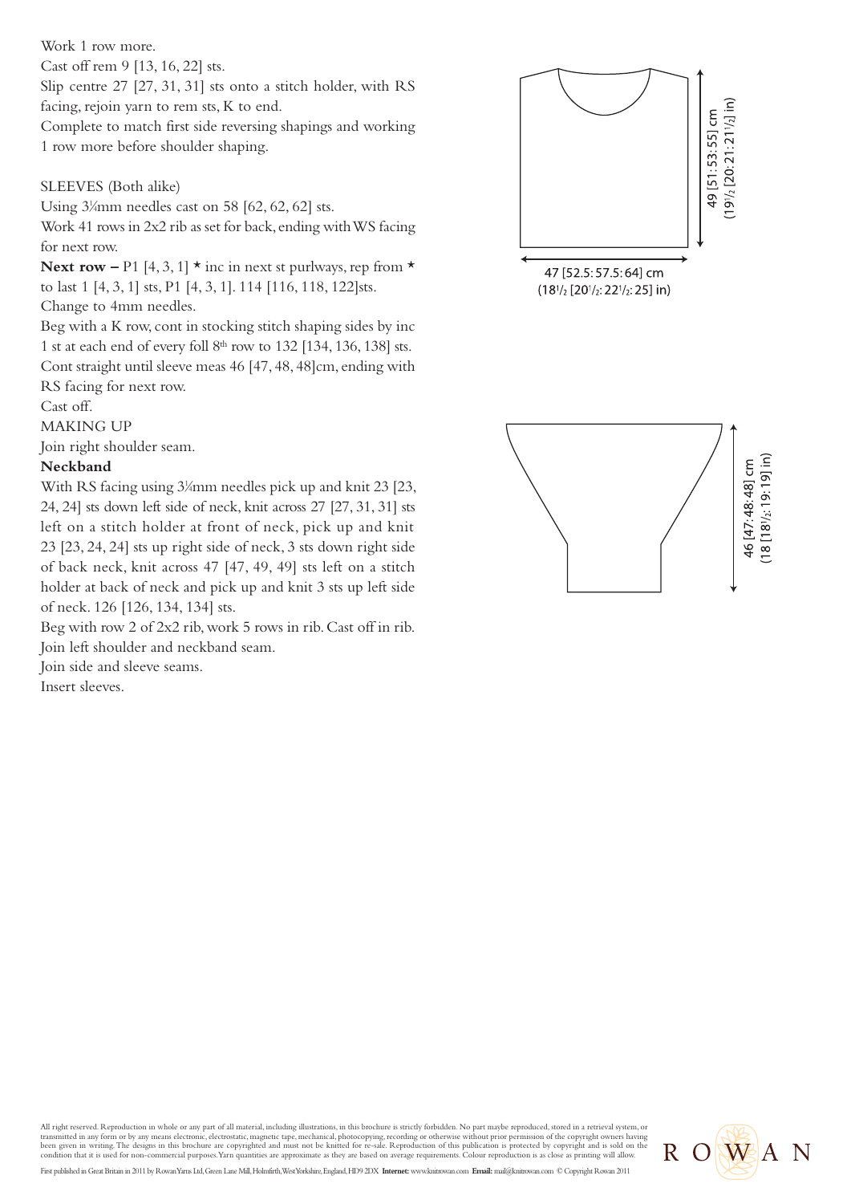Work 1 row more.

Cast off rem 9 [13, 16, 22] sts.

Slip centre 27 [27, 31, 31] sts onto a stitch holder, with RS facing, rejoin yarn to rem sts, K to end.

Complete to match first side reversing shapings and working 1 row more before shoulder shaping.

SLEEVES (Both alike)

Using 3¼mm needles cast on 58 [62, 62, 62] sts.

Work 41 rows in 2x2 rib as set for back, ending with WS facing for next row.

**Next row –** P1 [4, 3, 1] * inc in next st purlways, rep from * to last 1 [4, 3, 1] sts, P1 [4, 3, 1]. 114 [116, 118, 122]sts.

Change to 4mm needles.

Beg with a K row, cont in stocking stitch shaping sides by inc 1 st at each end of every foll 8th row to 132 [134, 136, 138] sts.

Cont straight until sleeve meas 46 [47, 48, 48]cm, ending with RS facing for next row.

Cast off.

MAKING UP

Join right shoulder seam.

**Neckband**

With RS facing using 3¼mm needles pick up and knit 23 [23, 24, 24] sts down left side of neck, knit across 27 [27, 31, 31] sts left on a stitch holder at front of neck, pick up and knit 23 [23, 24, 24] sts up right side of neck, 3 sts down right side of back neck, knit across 47 [47, 49, 49] sts left on a stitch holder at back of neck and pick up and knit 3 sts up left side of neck. 126 [126, 134, 134] sts.

Beg with row 2 of 2x2 rib, work 5 rows in rib. Cast off in rib.

Join left shoulder and neckband seam.

Join side and sleeve seams.

Insert sleeves.

49 [51: 53: 55] cm
(19½ [20: 21: 21½] in)

47 [52.5: 57.5: 64] cm
(18½ [20½: 22½: 25] in)

46 [47: 48: 48] cm
(18 [18½: 19: 19] in)

All right reserved. Reproduction in whole or any part of all material, including illustrations, in this brochure is strictly forbidden. No part maybe reproduced, stored in a retrieval system, or transmitted in any form or by any means electronic, electrostatic, magnetic tape, mechanical, photocopying, recording or otherwise without prior permission of the copyright owners having been given in writing. The designs in this brochure are copyrighted and must not be knitted for re-sale. Reproduction of this publication is protected by copyright and is sold on the condition that it is used for non-commercial purposes. Yarn quantities are approximate as they are based on average requirements. Colour reproduction is as close as printing will allow.

First published in Great Britain in 2011 by Rowan Yarns Ltd, Green Lane Mill, Holmfirth, West Yorkshire, England, HD9 2DX **Internet:** www.knitrowan.com **Email:** mail@knitrowan.com © Copyright Rowan 2011

ROWAN